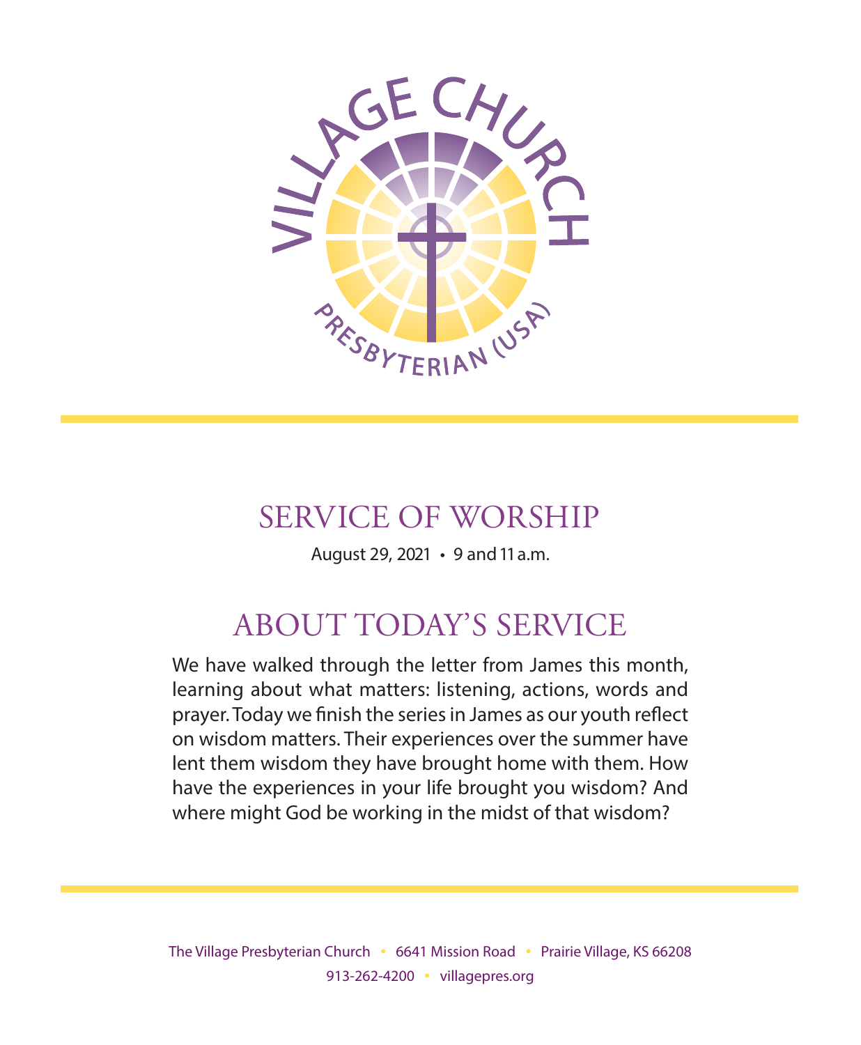VILLAGE CHURCH

PRESBYTERIAN (USA)

# SERVICE OF WORSHIP

August 29, 2021 • 9 and 11 a.m.

## ABOUT TODAY'S SERVICE

We have walked through the letter from James this month, learning about what matters: listening, actions, words and prayer. Today we finish the series in James as our youth reflect on wisdom matters. Their experiences over the summer have lent them wisdom they have brought home with them. How have the experiences in your life brought you wisdom? And where might God be working in the midst of that wisdom?

The Village Presbyterian Church • 6641 Mission Road • Prairie Village, KS 66208
913-262-4200 • villagepres.org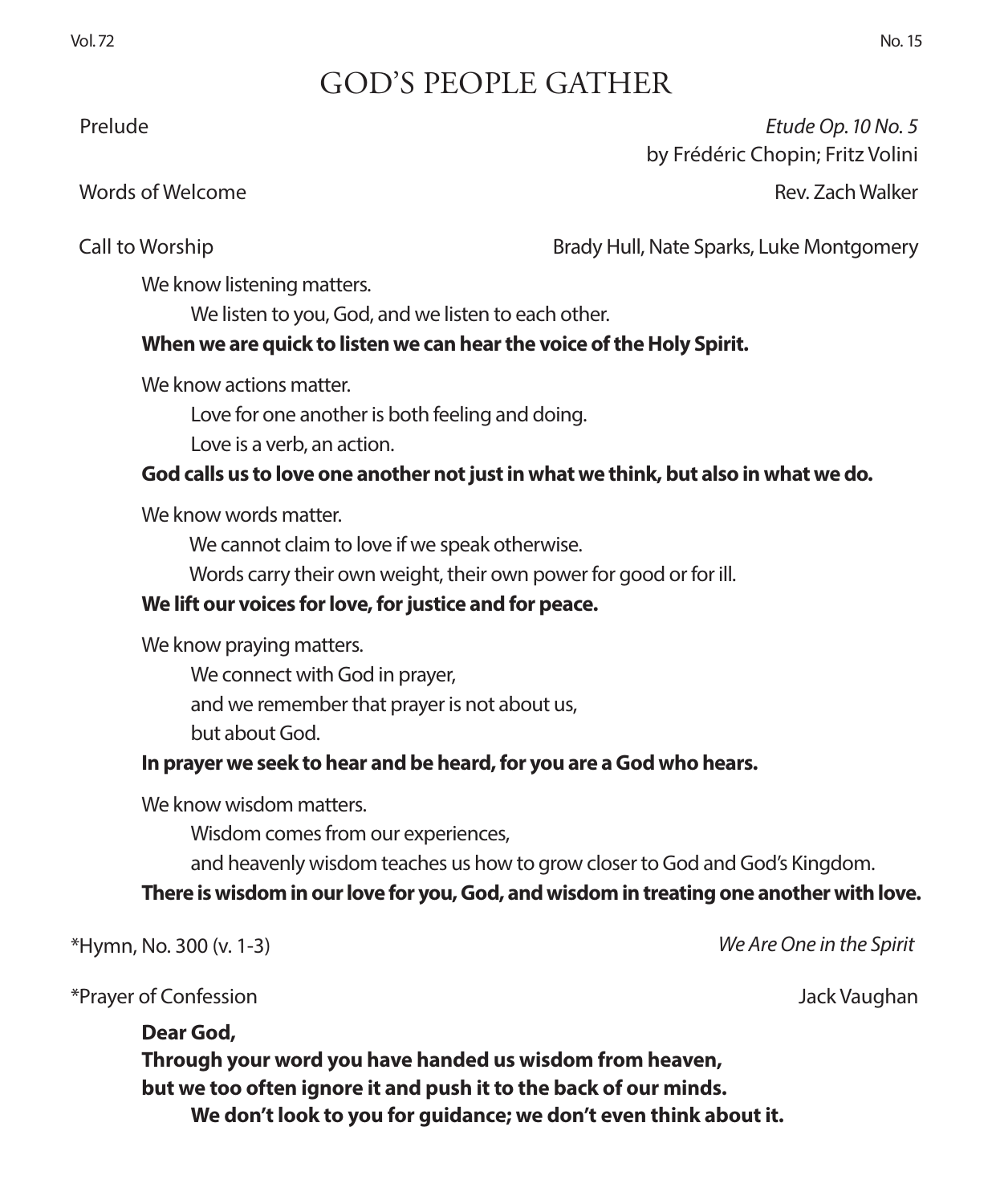# GOD'S PEOPLE GATHER

Prelude *Etude Op. 10 No. 5*
by Frédéric Chopin; Fritz Volini

Words of Welcome Rev. Zach Walker

Call to Worship Brady Hull, Nate Sparks, Luke Montgomery

We know listening matters.
We listen to you, God, and we listen to each other.
**When we are quick to listen we can hear the voice of the Holy Spirit.**

We know actions matter.
Love for one another is both feeling and doing.
Love is a verb, an action.
**God calls us to love one another not just in what we think, but also in what we do.**

We know words matter.
We cannot claim to love if we speak otherwise.
Words carry their own weight, their own power for good or for ill.
**We lift our voices for love, for justice and for peace.**

We know praying matters.
We connect with God in prayer,
and we remember that prayer is not about us,
but about God.
**In prayer we seek to hear and be heard, for you are a God who hears.**

We know wisdom matters.
Wisdom comes from our experiences,
and heavenly wisdom teaches us how to grow closer to God and God's Kingdom.
**There is wisdom in our love for you, God, and wisdom in treating one another with love.**

*Hymn, No. 300 (v. 1-3) *We Are One in the Spirit*

*Prayer of Confession Jack Vaughan

**Dear God,**
**Through your word you have handed us wisdom from heaven,**
**but we too often ignore it and push it to the back of our minds.**
**We don't look to you for guidance; we don't even think about it.**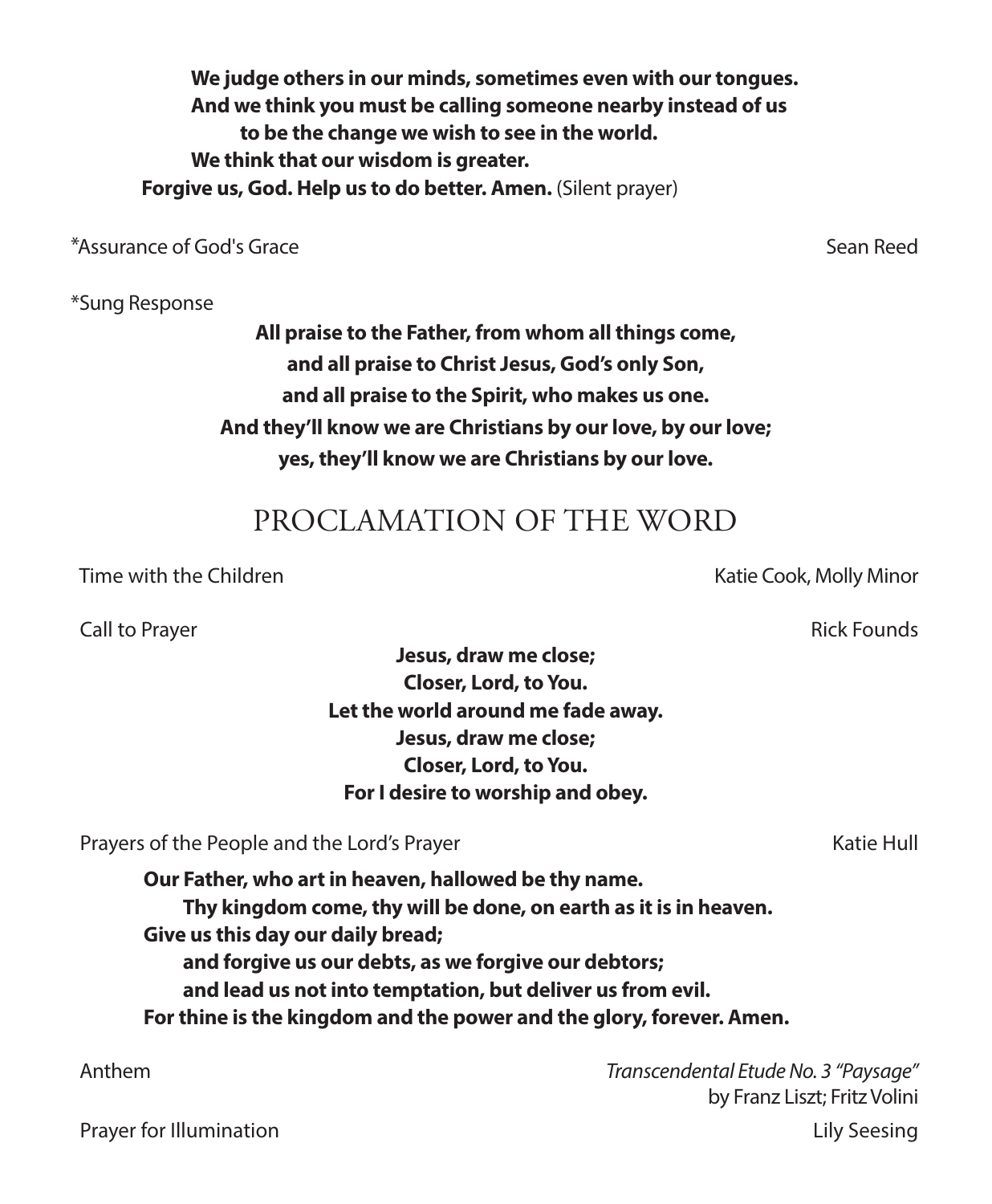**We judge others in our minds, sometimes even with our tongues.**
**And we think you must be calling someone nearby instead of us**
**to be the change we wish to see in the world.**
**We think that our wisdom is greater.**
**Forgive us, God. Help us to do better. Amen.** (Silent prayer)

*Assurance of God's Grace — Sean Reed

*Sung Response

**All praise to the Father, from whom all things come,**
**and all praise to Christ Jesus, God's only Son,**
**and all praise to the Spirit, who makes us one.**
**And they'll know we are Christians by our love, by our love;**
**yes, they'll know we are Christians by our love.**

## PROCLAMATION OF THE WORD

Time with the Children — Katie Cook, Molly Minor

Call to Prayer — Rick Founds

**Jesus, draw me close;**
**Closer, Lord, to You.**
**Let the world around me fade away.**
**Jesus, draw me close;**
**Closer, Lord, to You.**
**For I desire to worship and obey.**

Prayers of the People and the Lord's Prayer — Katie Hull

**Our Father, who art in heaven, hallowed be thy name.**
**Thy kingdom come, thy will be done, on earth as it is in heaven.**
**Give us this day our daily bread;**
**and forgive us our debts, as we forgive our debtors;**
**and lead us not into temptation, but deliver us from evil.**
**For thine is the kingdom and the power and the glory, forever. Amen.**

Anthem — *Transcendental Etude No. 3 "Paysage"* by Franz Liszt; Fritz Volini

Prayer for Illumination — Lily Seesing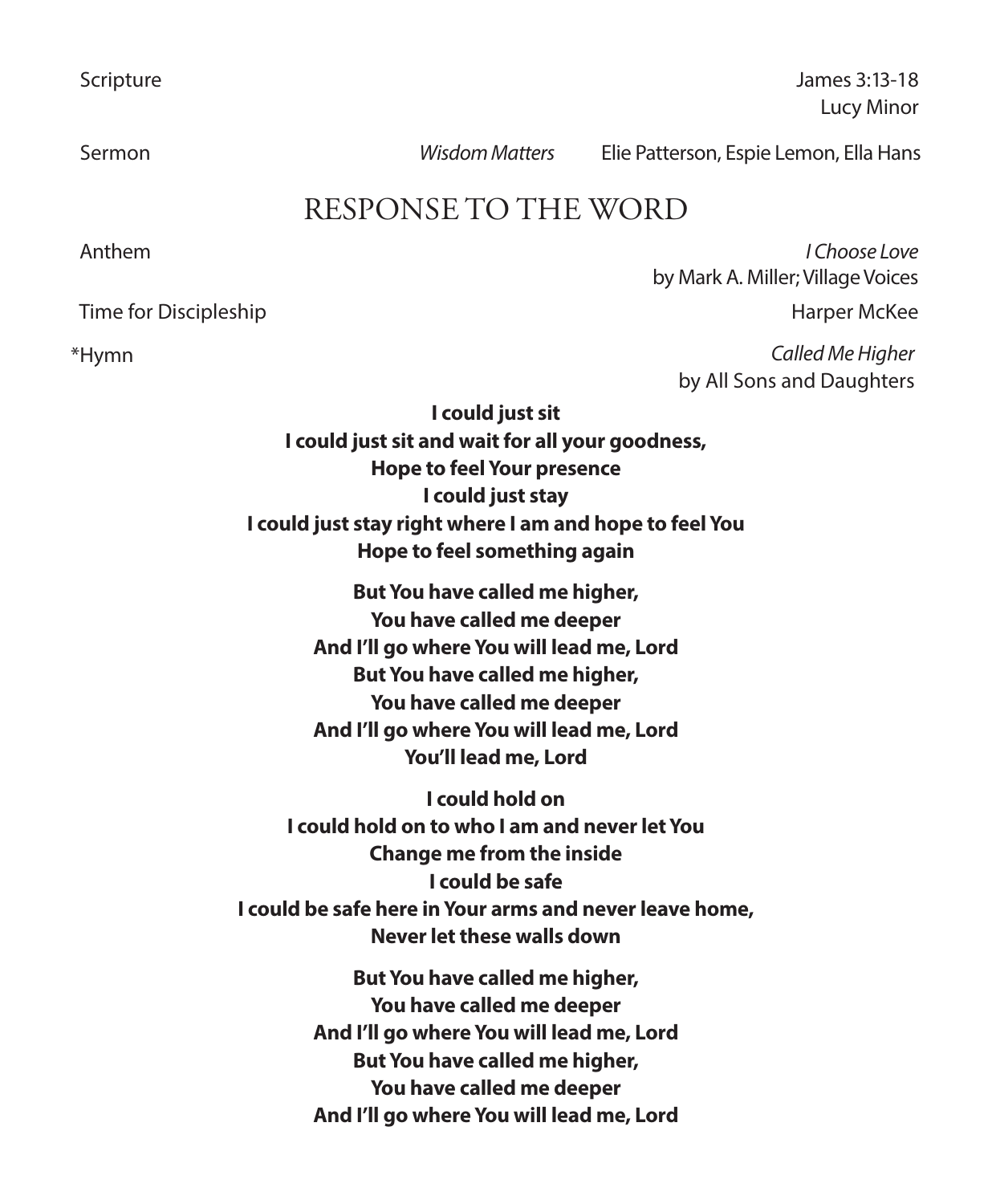Scripture James 3:13-18
Lucy Minor

Sermon *Wisdom Matters* Elie Patterson, Espie Lemon, Ella Hans

## RESPONSE TO THE WORD

Anthem *I Choose Love*
by Mark A. Miller; Village Voices

Time for Discipleship Harper McKee

*Hymn *Called Me Higher*
by All Sons and Daughters

**I could just sit**
**I could just sit and wait for all your goodness,**
**Hope to feel Your presence**
**I could just stay**
**I could just stay right where I am and hope to feel You**
**Hope to feel something again**

**But You have called me higher,**
**You have called me deeper**
**And I'll go where You will lead me, Lord**
**But You have called me higher,**
**You have called me deeper**
**And I'll go where You will lead me, Lord**
**You'll lead me, Lord**

**I could hold on**
**I could hold on to who I am and never let You**
**Change me from the inside**
**I could be safe**
**I could be safe here in Your arms and never leave home,**
**Never let these walls down**

**But You have called me higher,**
**You have called me deeper**
**And I'll go where You will lead me, Lord**
**But You have called me higher,**
**You have called me deeper**
**And I'll go where You will lead me, Lord**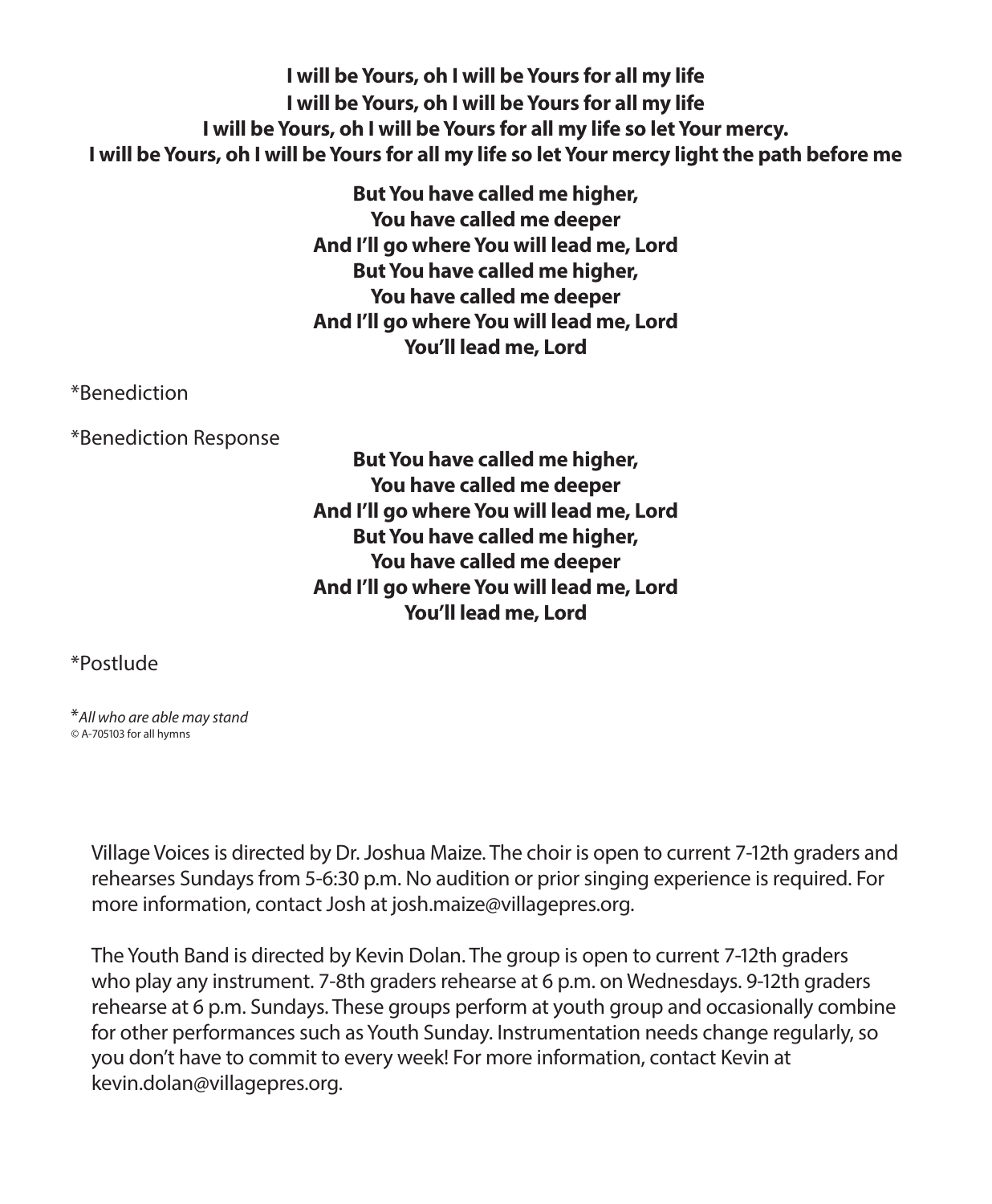**I will be Yours, oh I will be Yours for all my life**
**I will be Yours, oh I will be Yours for all my life**
**I will be Yours, oh I will be Yours for all my life so let Your mercy.**
**I will be Yours, oh I will be Yours for all my life so let Your mercy light the path before me**

**But You have called me higher,**
**You have called me deeper**
**And I'll go where You will lead me, Lord**
**But You have called me higher,**
**You have called me deeper**
**And I'll go where You will lead me, Lord**
**You'll lead me, Lord**

*Benediction

*Benediction Response

**But You have called me higher,**
**You have called me deeper**
**And I'll go where You will lead me, Lord**
**But You have called me higher,**
**You have called me deeper**
**And I'll go where You will lead me, Lord**
**You'll lead me, Lord**

*Postlude

**All who are able may stand*
© A-705103 for all hymns

Village Voices is directed by Dr. Joshua Maize. The choir is open to current 7-12th graders and rehearses Sundays from 5-6:30 p.m. No audition or prior singing experience is required. For more information, contact Josh at josh.maize@villagepres.org.

The Youth Band is directed by Kevin Dolan. The group is open to current 7-12th graders who play any instrument. 7-8th graders rehearse at 6 p.m. on Wednesdays. 9-12th graders rehearse at 6 p.m. Sundays. These groups perform at youth group and occasionally combine for other performances such as Youth Sunday. Instrumentation needs change regularly, so you don't have to commit to every week! For more information, contact Kevin at kevin.dolan@villagepres.org.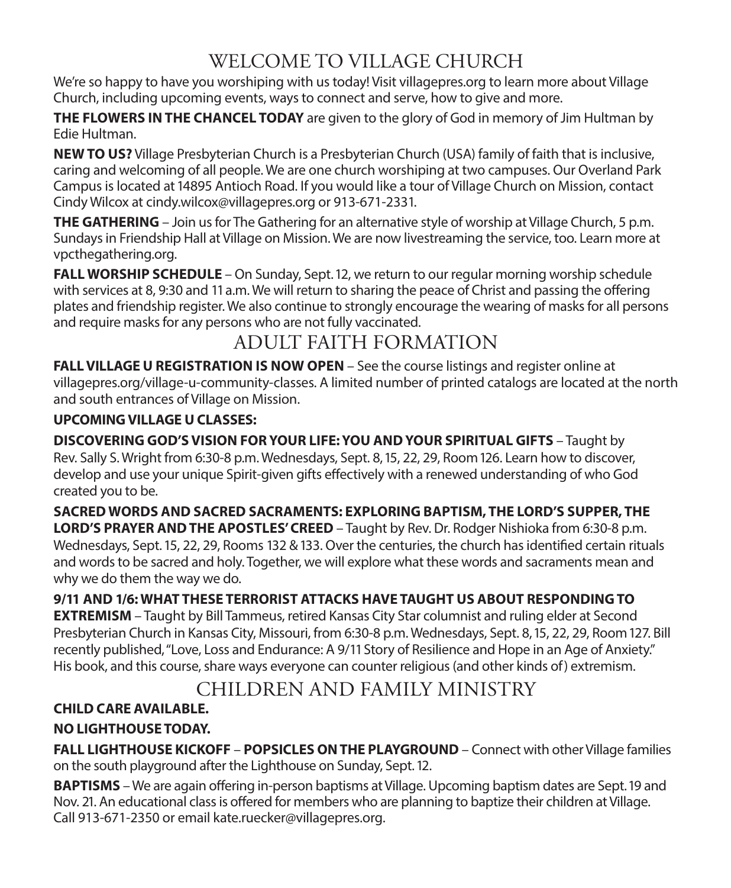# WELCOME TO VILLAGE CHURCH

We're so happy to have you worshiping with us today! Visit villagepres.org to learn more about Village Church, including upcoming events, ways to connect and serve, how to give and more.

**THE FLOWERS IN THE CHANCEL TODAY** are given to the glory of God in memory of Jim Hultman by Edie Hultman.

**NEW TO US?** Village Presbyterian Church is a Presbyterian Church (USA) family of faith that is inclusive, caring and welcoming of all people. We are one church worshiping at two campuses. Our Overland Park Campus is located at 14895 Antioch Road. If you would like a tour of Village Church on Mission, contact Cindy Wilcox at cindy.wilcox@villagepres.org or 913-671-2331.

**THE GATHERING** – Join us for The Gathering for an alternative style of worship at Village Church, 5 p.m. Sundays in Friendship Hall at Village on Mission. We are now livestreaming the service, too. Learn more at vpcthegathering.org.

**FALL WORSHIP SCHEDULE** – On Sunday, Sept. 12, we return to our regular morning worship schedule with services at 8, 9:30 and 11 a.m. We will return to sharing the peace of Christ and passing the offering plates and friendship register. We also continue to strongly encourage the wearing of masks for all persons and require masks for any persons who are not fully vaccinated.

# ADULT FAITH FORMATION

**FALL VILLAGE U REGISTRATION IS NOW OPEN** – See the course listings and register online at villagepres.org/village-u-community-classes. A limited number of printed catalogs are located at the north and south entrances of Village on Mission.

**UPCOMING VILLAGE U CLASSES:**

**DISCOVERING GOD'S VISION FOR YOUR LIFE: YOU AND YOUR SPIRITUAL GIFTS** – Taught by Rev. Sally S. Wright from 6:30-8 p.m. Wednesdays, Sept. 8, 15, 22, 29, Room 126. Learn how to discover, develop and use your unique Spirit-given gifts effectively with a renewed understanding of who God created you to be.

**SACRED WORDS AND SACRED SACRAMENTS: EXPLORING BAPTISM, THE LORD'S SUPPER, THE LORD'S PRAYER AND THE APOSTLES' CREED** – Taught by Rev. Dr. Rodger Nishioka from 6:30-8 p.m. Wednesdays, Sept. 15, 22, 29, Rooms 132 & 133. Over the centuries, the church has identified certain rituals and words to be sacred and holy. Together, we will explore what these words and sacraments mean and why we do them the way we do.

**9/11 AND 1/6: WHAT THESE TERRORIST ATTACKS HAVE TAUGHT US ABOUT RESPONDING TO EXTREMISM** – Taught by Bill Tammeus, retired Kansas City Star columnist and ruling elder at Second Presbyterian Church in Kansas City, Missouri, from 6:30-8 p.m. Wednesdays, Sept. 8, 15, 22, 29, Room 127. Bill recently published, "Love, Loss and Endurance: A 9/11 Story of Resilience and Hope in an Age of Anxiety." His book, and this course, share ways everyone can counter religious (and other kinds of) extremism.

# CHILDREN AND FAMILY MINISTRY

**CHILD CARE AVAILABLE.**

**NO LIGHTHOUSE TODAY.**

**FALL LIGHTHOUSE KICKOFF** – **POPSICLES ON THE PLAYGROUND** – Connect with other Village families on the south playground after the Lighthouse on Sunday, Sept. 12.

**BAPTISMS** – We are again offering in-person baptisms at Village. Upcoming baptism dates are Sept. 19 and Nov. 21. An educational class is offered for members who are planning to baptize their children at Village. Call 913-671-2350 or email kate.ruecker@villagepres.org.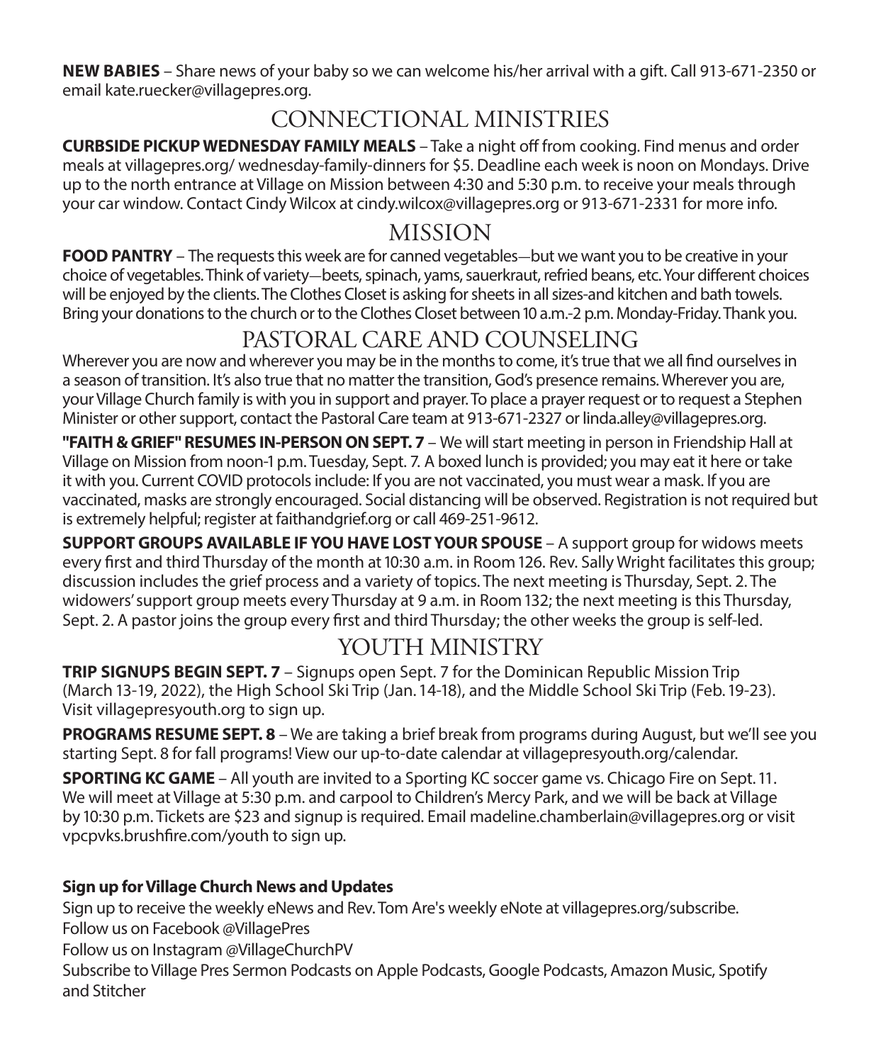**NEW BABIES** – Share news of your baby so we can welcome his/her arrival with a gift. Call 913-671-2350 or email kate.ruecker@villagepres.org.

## CONNECTIONAL MINISTRIES

**CURBSIDE PICKUP WEDNESDAY FAMILY MEALS** – Take a night off from cooking. Find menus and order meals at villagepres.org/ wednesday-family-dinners for $5. Deadline each week is noon on Mondays. Drive up to the north entrance at Village on Mission between 4:30 and 5:30 p.m. to receive your meals through your car window. Contact Cindy Wilcox at cindy.wilcox@villagepres.org or 913-671-2331 for more info.

## MISSION

**FOOD PANTRY** – The requests this week are for canned vegetables—but we want you to be creative in your choice of vegetables. Think of variety—beets, spinach, yams, sauerkraut, refried beans, etc. Your different choices will be enjoyed by the clients. The Clothes Closet is asking for sheets in all sizes-and kitchen and bath towels. Bring your donations to the church or to the Clothes Closet between 10 a.m.-2 p.m. Monday-Friday. Thank you.

## PASTORAL CARE AND COUNSELING

Wherever you are now and wherever you may be in the months to come, it's true that we all find ourselves in a season of transition. It's also true that no matter the transition, God's presence remains. Wherever you are, your Village Church family is with you in support and prayer. To place a prayer request or to request a Stephen Minister or other support, contact the Pastoral Care team at 913-671-2327 or linda.alley@villagepres.org.

**"FAITH & GRIEF" RESUMES IN-PERSON ON SEPT. 7** – We will start meeting in person in Friendship Hall at Village on Mission from noon-1 p.m. Tuesday, Sept. 7. A boxed lunch is provided; you may eat it here or take it with you. Current COVID protocols include: If you are not vaccinated, you must wear a mask. If you are vaccinated, masks are strongly encouraged. Social distancing will be observed. Registration is not required but is extremely helpful; register at faithandgrief.org or call 469-251-9612.

**SUPPORT GROUPS AVAILABLE IF YOU HAVE LOST YOUR SPOUSE** – A support group for widows meets every first and third Thursday of the month at 10:30 a.m. in Room 126. Rev. Sally Wright facilitates this group; discussion includes the grief process and a variety of topics. The next meeting is Thursday, Sept. 2. The widowers' support group meets every Thursday at 9 a.m. in Room 132; the next meeting is this Thursday, Sept. 2. A pastor joins the group every first and third Thursday; the other weeks the group is self-led.

## YOUTH MINISTRY

**TRIP SIGNUPS BEGIN SEPT. 7** – Signups open Sept. 7 for the Dominican Republic Mission Trip (March 13-19, 2022), the High School Ski Trip (Jan. 14-18), and the Middle School Ski Trip (Feb. 19-23). Visit villagepresyouth.org to sign up.

**PROGRAMS RESUME SEPT. 8** – We are taking a brief break from programs during August, but we'll see you starting Sept. 8 for fall programs! View our up-to-date calendar at villagepresyouth.org/calendar.

**SPORTING KC GAME** – All youth are invited to a Sporting KC soccer game vs. Chicago Fire on Sept. 11. We will meet at Village at 5:30 p.m. and carpool to Children's Mercy Park, and we will be back at Village by 10:30 p.m. Tickets are $23 and signup is required. Email madeline.chamberlain@villagepres.org or visit vpcpvks.brushfire.com/youth to sign up.

**Sign up for Village Church News and Updates**

Sign up to receive the weekly eNews and Rev. Tom Are's weekly eNote at villagepres.org/subscribe.

Follow us on Facebook @VillagePres

Follow us on Instagram @VillageChurchPV

Subscribe to Village Pres Sermon Podcasts on Apple Podcasts, Google Podcasts, Amazon Music, Spotify and Stitcher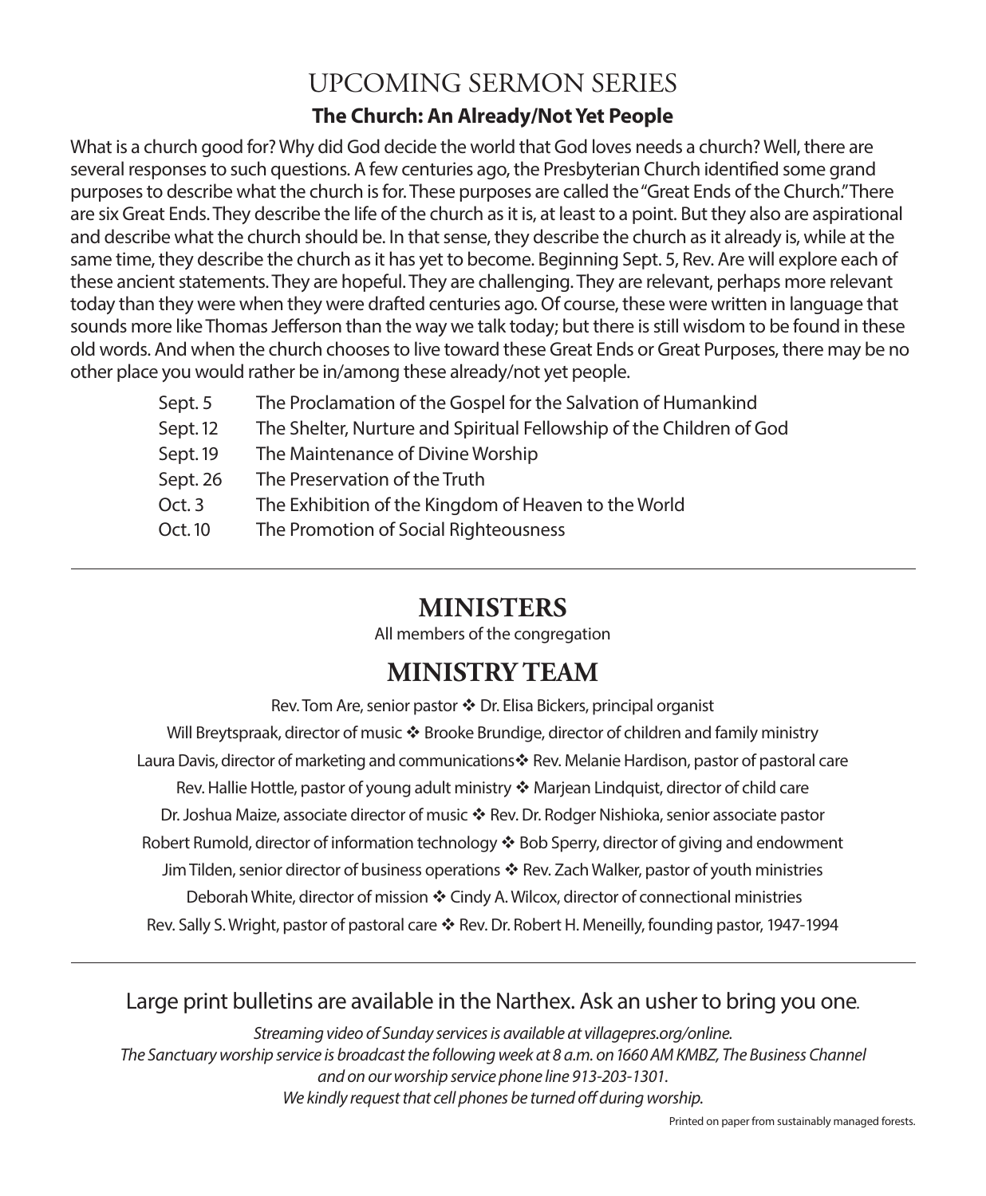# UPCOMING SERMON SERIES

**The Church: An Already/Not Yet People**

What is a church good for? Why did God decide the world that God loves needs a church? Well, there are several responses to such questions. A few centuries ago, the Presbyterian Church identified some grand purposes to describe what the church is for. These purposes are called the "Great Ends of the Church." There are six Great Ends. They describe the life of the church as it is, at least to a point. But they also are aspirational and describe what the church should be. In that sense, they describe the church as it already is, while at the same time, they describe the church as it has yet to become. Beginning Sept. 5, Rev. Are will explore each of these ancient statements. They are hopeful. They are challenging. They are relevant, perhaps more relevant today than they were when they were drafted centuries ago. Of course, these were written in language that sounds more like Thomas Jefferson than the way we talk today; but there is still wisdom to be found in these old words. And when the church chooses to live toward these Great Ends or Great Purposes, there may be no other place you would rather be in/among these already/not yet people.

| | |
|---|---|
| Sept. 5 | The Proclamation of the Gospel for the Salvation of Humankind |
| Sept. 12 | The Shelter, Nurture and Spiritual Fellowship of the Children of God |
| Sept. 19 | The Maintenance of Divine Worship |
| Sept. 26 | The Preservation of the Truth |
| Oct. 3 | The Exhibition of the Kingdom of Heaven to the World |
| Oct. 10 | The Promotion of Social Righteousness |

---

# MINISTERS

All members of the congregation

# MINISTRY TEAM

Rev. Tom Are, senior pastor ❖ Dr. Elisa Bickers, principal organist

Will Breytspraak, director of music ❖ Brooke Brundige, director of children and family ministry

Laura Davis, director of marketing and communications❖ Rev. Melanie Hardison, pastor of pastoral care

Rev. Hallie Hottle, pastor of young adult ministry ❖ Marjean Lindquist, director of child care

Dr. Joshua Maize, associate director of music ❖ Rev. Dr. Rodger Nishioka, senior associate pastor

Robert Rumold, director of information technology ❖ Bob Sperry, director of giving and endowment

Jim Tilden, senior director of business operations ❖ Rev. Zach Walker, pastor of youth ministries

Deborah White, director of mission ❖ Cindy A. Wilcox, director of connectional ministries

Rev. Sally S. Wright, pastor of pastoral care ❖ Rev. Dr. Robert H. Meneilly, founding pastor, 1947-1994

---

Large print bulletins are available in the Narthex. Ask an usher to bring you one.

*Streaming video of Sunday services is available at villagepres.org/online.*
*The Sanctuary worship service is broadcast the following week at 8 a.m. on 1660 AM KMBZ, The Business Channel and on our worship service phone line 913-203-1301.*
*We kindly request that cell phones be turned off during worship.*

Printed on paper from sustainably managed forests.